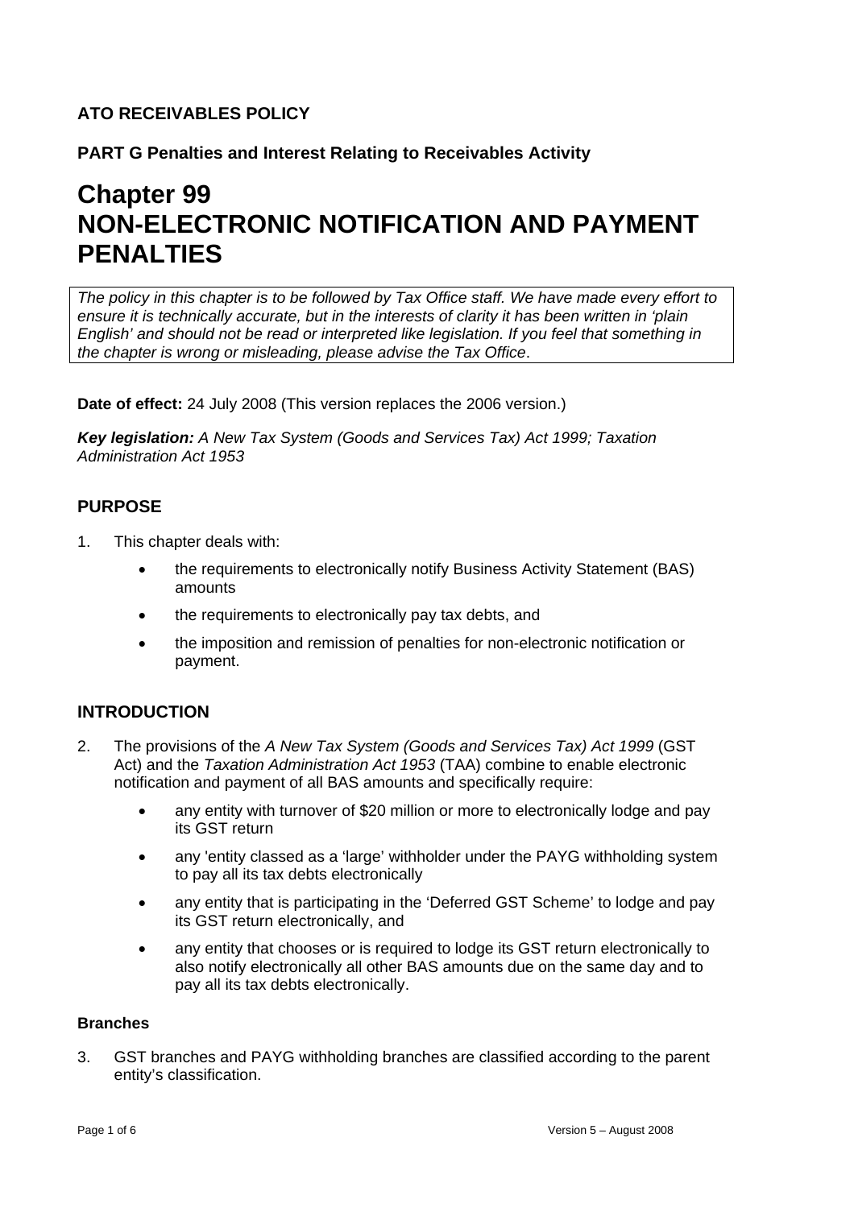**ATO RECEIVABLES POLICY**

**PART G Penalties and Interest Relating to Receivables Activity**

# Chapter 99
# NON-ELECTRONIC NOTIFICATION AND PAYMENT PENALTIES

*The policy in this chapter is to be followed by Tax Office staff. We have made every effort to ensure it is technically accurate, but in the interests of clarity it has been written in 'plain English' and should not be read or interpreted like legislation. If you feel that something in the chapter is wrong or misleading, please advise the Tax Office*.

**Date of effect:** 24 July 2008 (This version replaces the 2006 version.)

***Key legislation:*** *A New Tax System (Goods and Services Tax) Act 1999; Taxation Administration Act 1953*

## PURPOSE

1. This chapter deals with:

    - the requirements to electronically notify Business Activity Statement (BAS) amounts
    - the requirements to electronically pay tax debts, and
    - the imposition and remission of penalties for non-electronic notification or payment.

## INTRODUCTION

2. The provisions of the *A New Tax System (Goods and Services Tax) Act 1999* (GST Act) and the *Taxation Administration Act 1953* (TAA) combine to enable electronic notification and payment of all BAS amounts and specifically require:

    - any entity with turnover of $20 million or more to electronically lodge and pay its GST return
    - any 'entity classed as a 'large' withholder under the PAYG withholding system to pay all its tax debts electronically
    - any entity that is participating in the 'Deferred GST Scheme' to lodge and pay its GST return electronically, and
    - any entity that chooses or is required to lodge its GST return electronically to also notify electronically all other BAS amounts due on the same day and to pay all its tax debts electronically.

### Branches

3. GST branches and PAYG withholding branches are classified according to the parent entity's classification.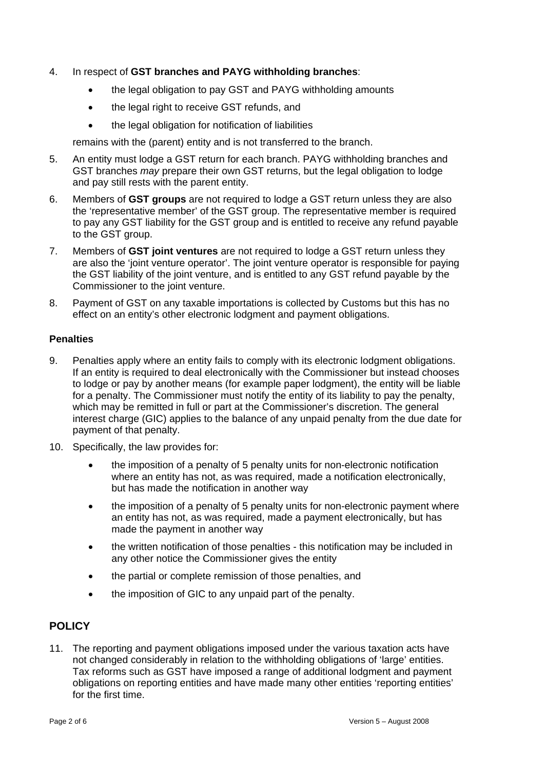4. In respect of **GST branches and PAYG withholding branches**:

   - the legal obligation to pay GST and PAYG withholding amounts
   - the legal right to receive GST refunds, and
   - the legal obligation for notification of liabilities

   remains with the (parent) entity and is not transferred to the branch.

5. An entity must lodge a GST return for each branch. PAYG withholding branches and GST branches *may* prepare their own GST returns, but the legal obligation to lodge and pay still rests with the parent entity.

6. Members of **GST groups** are not required to lodge a GST return unless they are also the 'representative member' of the GST group. The representative member is required to pay any GST liability for the GST group and is entitled to receive any refund payable to the GST group.

7. Members of **GST joint ventures** are not required to lodge a GST return unless they are also the 'joint venture operator'. The joint venture operator is responsible for paying the GST liability of the joint venture, and is entitled to any GST refund payable by the Commissioner to the joint venture.

8. Payment of GST on any taxable importations is collected by Customs but this has no effect on an entity's other electronic lodgment and payment obligations.

### Penalties

9. Penalties apply where an entity fails to comply with its electronic lodgment obligations. If an entity is required to deal electronically with the Commissioner but instead chooses to lodge or pay by another means (for example paper lodgment), the entity will be liable for a penalty. The Commissioner must notify the entity of its liability to pay the penalty, which may be remitted in full or part at the Commissioner's discretion. The general interest charge (GIC) applies to the balance of any unpaid penalty from the due date for payment of that penalty.

10. Specifically, the law provides for:

    - the imposition of a penalty of 5 penalty units for non-electronic notification where an entity has not, as was required, made a notification electronically, but has made the notification in another way
    - the imposition of a penalty of 5 penalty units for non-electronic payment where an entity has not, as was required, made a payment electronically, but has made the payment in another way
    - the written notification of those penalties - this notification may be included in any other notice the Commissioner gives the entity
    - the partial or complete remission of those penalties, and
    - the imposition of GIC to any unpaid part of the penalty.

## POLICY

11. The reporting and payment obligations imposed under the various taxation acts have not changed considerably in relation to the withholding obligations of 'large' entities. Tax reforms such as GST have imposed a range of additional lodgment and payment obligations on reporting entities and have made many other entities 'reporting entities' for the first time.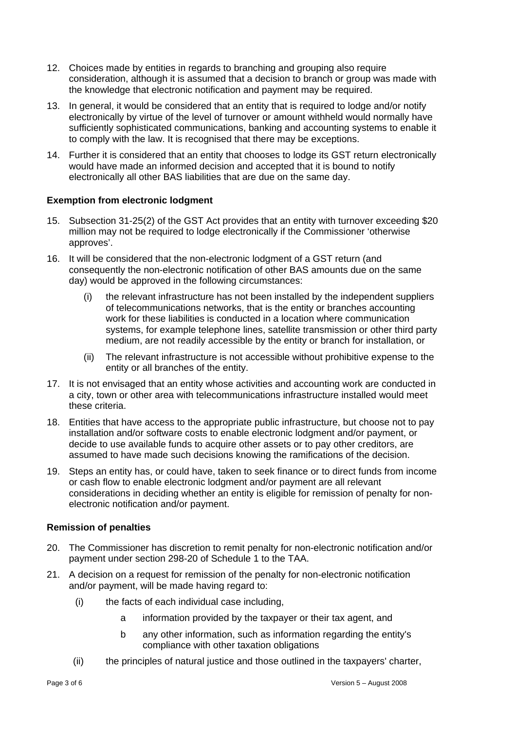12. Choices made by entities in regards to branching and grouping also require consideration, although it is assumed that a decision to branch or group was made with the knowledge that electronic notification and payment may be required.

13. In general, it would be considered that an entity that is required to lodge and/or notify electronically by virtue of the level of turnover or amount withheld would normally have sufficiently sophisticated communications, banking and accounting systems to enable it to comply with the law. It is recognised that there may be exceptions.

14. Further it is considered that an entity that chooses to lodge its GST return electronically would have made an informed decision and accepted that it is bound to notify electronically all other BAS liabilities that are due on the same day.

### Exemption from electronic lodgment

15. Subsection 31-25(2) of the GST Act provides that an entity with turnover exceeding $20 million may not be required to lodge electronically if the Commissioner 'otherwise approves'.

16. It will be considered that the non-electronic lodgment of a GST return (and consequently the non-electronic notification of other BAS amounts due on the same day) would be approved in the following circumstances:

    (i) the relevant infrastructure has not been installed by the independent suppliers of telecommunications networks, that is the entity or branches accounting work for these liabilities is conducted in a location where communication systems, for example telephone lines, satellite transmission or other third party medium, are not readily accessible by the entity or branch for installation, or

    (ii) The relevant infrastructure is not accessible without prohibitive expense to the entity or all branches of the entity.

17. It is not envisaged that an entity whose activities and accounting work are conducted in a city, town or other area with telecommunications infrastructure installed would meet these criteria.

18. Entities that have access to the appropriate public infrastructure, but choose not to pay installation and/or software costs to enable electronic lodgment and/or payment, or decide to use available funds to acquire other assets or to pay other creditors, are assumed to have made such decisions knowing the ramifications of the decision.

19. Steps an entity has, or could have, taken to seek finance or to direct funds from income or cash flow to enable electronic lodgment and/or payment are all relevant considerations in deciding whether an entity is eligible for remission of penalty for non-electronic notification and/or payment.

### Remission of penalties

20. The Commissioner has discretion to remit penalty for non-electronic notification and/or payment under section 298-20 of Schedule 1 to the TAA.

21. A decision on a request for remission of the penalty for non-electronic notification and/or payment, will be made having regard to:

    (i) the facts of each individual case including,

        a information provided by the taxpayer or their tax agent, and

        b any other information, such as information regarding the entity's compliance with other taxation obligations

    (ii) the principles of natural justice and those outlined in the taxpayers' charter,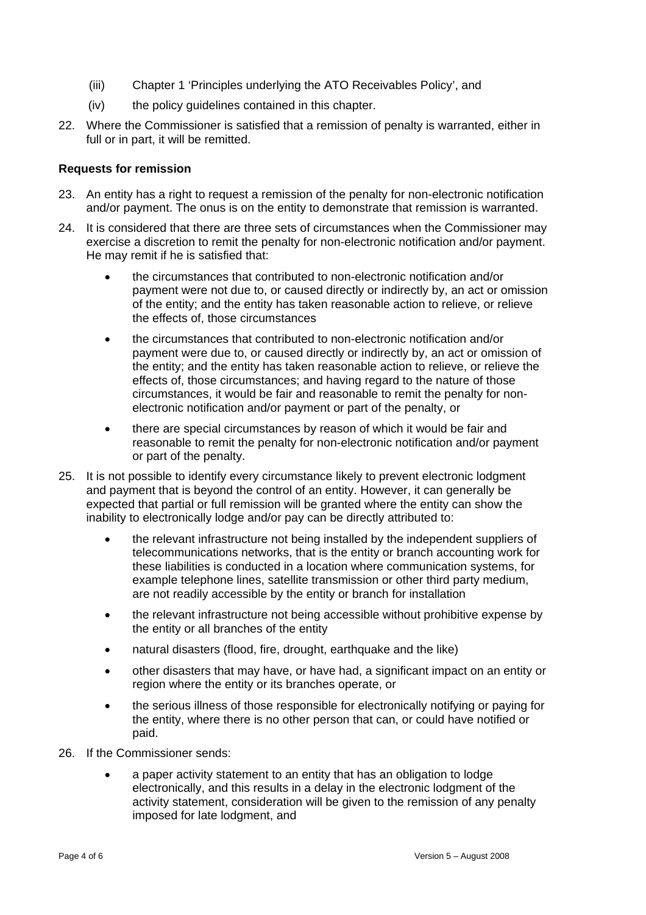(iii) Chapter 1 'Principles underlying the ATO Receivables Policy', and

(iv) the policy guidelines contained in this chapter.

22. Where the Commissioner is satisfied that a remission of penalty is warranted, either in full or in part, it will be remitted.

**Requests for remission**

23. An entity has a right to request a remission of the penalty for non-electronic notification and/or payment. The onus is on the entity to demonstrate that remission is warranted.

24. It is considered that there are three sets of circumstances when the Commissioner may exercise a discretion to remit the penalty for non-electronic notification and/or payment. He may remit if he is satisfied that:

    - the circumstances that contributed to non-electronic notification and/or payment were not due to, or caused directly or indirectly by, an act or omission of the entity; and the entity has taken reasonable action to relieve, or relieve the effects of, those circumstances
    - the circumstances that contributed to non-electronic notification and/or payment were due to, or caused directly or indirectly by, an act or omission of the entity; and the entity has taken reasonable action to relieve, or relieve the effects of, those circumstances; and having regard to the nature of those circumstances, it would be fair and reasonable to remit the penalty for non-electronic notification and/or payment or part of the penalty, or
    - there are special circumstances by reason of which it would be fair and reasonable to remit the penalty for non-electronic notification and/or payment or part of the penalty.

25. It is not possible to identify every circumstance likely to prevent electronic lodgment and payment that is beyond the control of an entity. However, it can generally be expected that partial or full remission will be granted where the entity can show the inability to electronically lodge and/or pay can be directly attributed to:

    - the relevant infrastructure not being installed by the independent suppliers of telecommunications networks, that is the entity or branch accounting work for these liabilities is conducted in a location where communication systems, for example telephone lines, satellite transmission or other third party medium, are not readily accessible by the entity or branch for installation
    - the relevant infrastructure not being accessible without prohibitive expense by the entity or all branches of the entity
    - natural disasters (flood, fire, drought, earthquake and the like)
    - other disasters that may have, or have had, a significant impact on an entity or region where the entity or its branches operate, or
    - the serious illness of those responsible for electronically notifying or paying for the entity, where there is no other person that can, or could have notified or paid.

26. If the Commissioner sends:

    - a paper activity statement to an entity that has an obligation to lodge electronically, and this results in a delay in the electronic lodgment of the activity statement, consideration will be given to the remission of any penalty imposed for late lodgment, and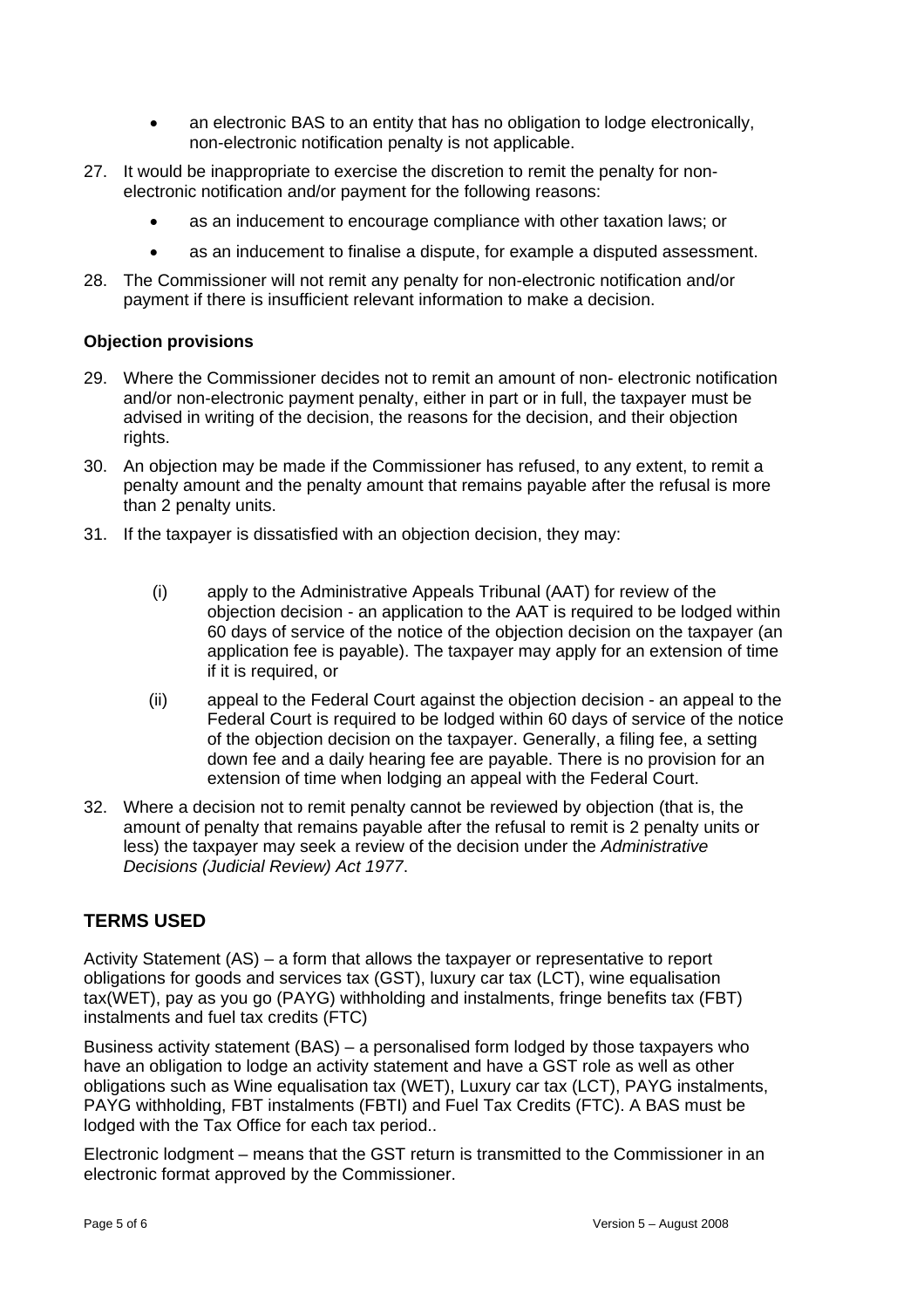- an electronic BAS to an entity that has no obligation to lodge electronically, non-electronic notification penalty is not applicable.

27. It would be inappropriate to exercise the discretion to remit the penalty for non-electronic notification and/or payment for the following reasons:
    - as an inducement to encourage compliance with other taxation laws; or
    - as an inducement to finalise a dispute, for example a disputed assessment.

28. The Commissioner will not remit any penalty for non-electronic notification and/or payment if there is insufficient relevant information to make a decision.

**Objection provisions**

29. Where the Commissioner decides not to remit an amount of non- electronic notification and/or non-electronic payment penalty, either in part or in full, the taxpayer must be advised in writing of the decision, the reasons for the decision, and their objection rights.

30. An objection may be made if the Commissioner has refused, to any extent, to remit a penalty amount and the penalty amount that remains payable after the refusal is more than 2 penalty units.

31. If the taxpayer is dissatisfied with an objection decision, they may:

    (i) apply to the Administrative Appeals Tribunal (AAT) for review of the objection decision - an application to the AAT is required to be lodged within 60 days of service of the notice of the objection decision on the taxpayer (an application fee is payable). The taxpayer may apply for an extension of time if it is required, or

    (ii) appeal to the Federal Court against the objection decision - an appeal to the Federal Court is required to be lodged within 60 days of service of the notice of the objection decision on the taxpayer. Generally, a filing fee, a setting down fee and a daily hearing fee are payable. There is no provision for an extension of time when lodging an appeal with the Federal Court.

32. Where a decision not to remit penalty cannot be reviewed by objection (that is, the amount of penalty that remains payable after the refusal to remit is 2 penalty units or less) the taxpayer may seek a review of the decision under the *Administrative Decisions (Judicial Review) Act 1977*.

## TERMS USED

Activity Statement (AS) – a form that allows the taxpayer or representative to report obligations for goods and services tax (GST), luxury car tax (LCT), wine equalisation tax(WET), pay as you go (PAYG) withholding and instalments, fringe benefits tax (FBT) instalments and fuel tax credits (FTC)

Business activity statement (BAS) – a personalised form lodged by those taxpayers who have an obligation to lodge an activity statement and have a GST role as well as other obligations such as Wine equalisation tax (WET), Luxury car tax (LCT), PAYG instalments, PAYG withholding, FBT instalments (FBTI) and Fuel Tax Credits (FTC). A BAS must be lodged with the Tax Office for each tax period..

Electronic lodgment – means that the GST return is transmitted to the Commissioner in an electronic format approved by the Commissioner.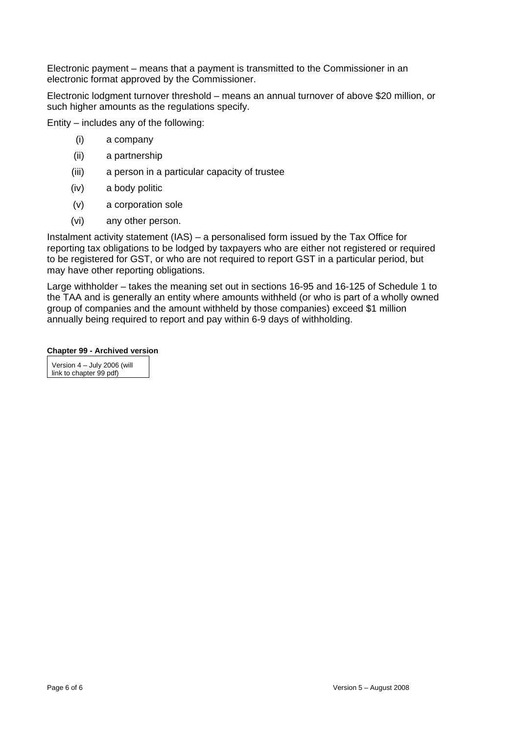Electronic payment – means that a payment is transmitted to the Commissioner in an electronic format approved by the Commissioner.

Electronic lodgment turnover threshold – means an annual turnover of above $20 million, or such higher amounts as the regulations specify.

Entity – includes any of the following:

- (i) a company
- (ii) a partnership
- (iii) a person in a particular capacity of trustee
- (iv) a body politic
- (v) a corporation sole
- (vi) any other person.

Instalment activity statement (IAS) – a personalised form issued by the Tax Office for reporting tax obligations to be lodged by taxpayers who are either not registered or required to be registered for GST, or who are not required to report GST in a particular period, but may have other reporting obligations.

Large withholder – takes the meaning set out in sections 16-95 and 16-125 of Schedule 1 to the TAA and is generally an entity where amounts withheld (or who is part of a wholly owned group of companies and the amount withheld by those companies) exceed $1 million annually being required to report and pay within 6-9 days of withholding.

**Chapter 99 - Archived version**

| |
|---|
| Version 4 – July 2006 (will link to chapter 99 pdf) |